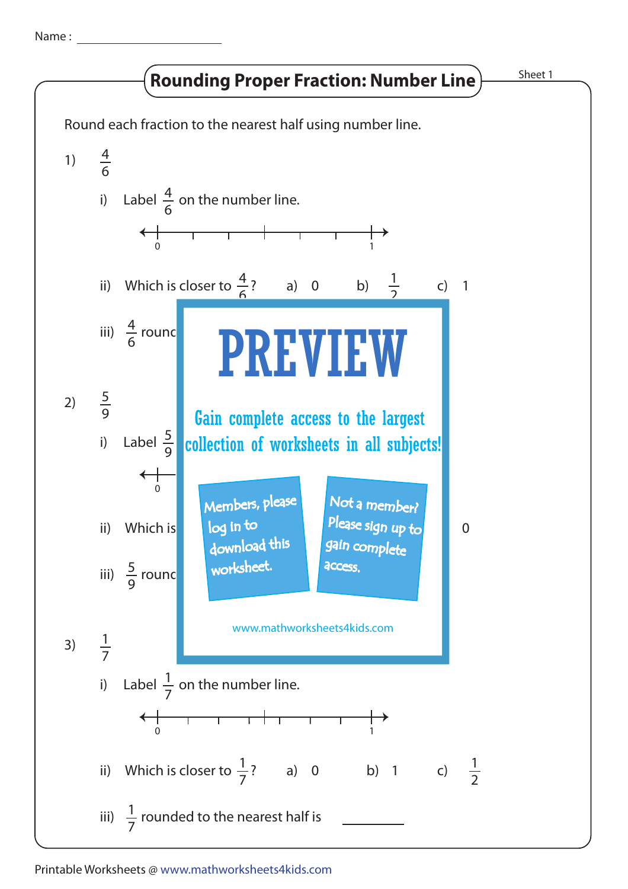Name : ____________________

# Rounding Proper Fraction: Number Line

Sheet 1

Round each fraction to the nearest half using number line.

1) $\frac{4}{6}$

i) Label $\frac{4}{6}$ on the number line.

0 ———————————— 1

ii) Which is closer to $\frac{4}{6}$? a) 0 b) $\frac{1}{2}$ c) 1

iii) $\frac{4}{6}$ round

PREVIEW

Gain complete access to the largest collection of worksheets in all subjects!

Members, please log in to download this worksheet.

Not a member? Please sign up to gain complete access.

www.mathworksheets4kids.com

2) $\frac{5}{9}$

i) Label $\frac{5}{9}$

0

ii) Which is 0

iii) $\frac{5}{9}$ round

3) $\frac{1}{7}$

i) Label $\frac{1}{7}$ on the number line.

0 ———————————— 1

ii) Which is closer to $\frac{1}{7}$? a) 0 b) 1 c) $\frac{1}{2}$

iii) $\frac{1}{7}$ rounded to the nearest half is ________

Printable Worksheets @ www.mathworksheets4kids.com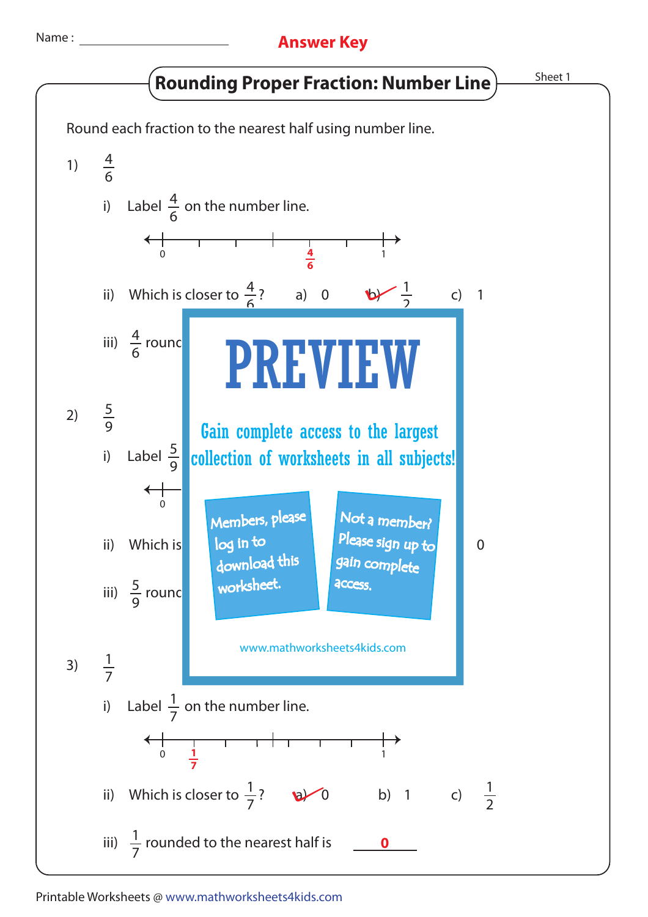Name : ______________ **Answer Key**

# Rounding Proper Fraction: Number Line

Sheet 1

Round each fraction to the nearest half using number line.

1) $\frac{4}{6}$

i) Label $\frac{4}{6}$ on the number line.

0 $\frac{4}{6}$ 1

ii) Which is closer to $\frac{4}{6}$? a) 0 b) $\frac{1}{2}$ ✓ c) 1

iii) $\frac{4}{6}$ round

PREVIEW

Gain complete access to the largest collection of worksheets in all subjects!

Members, please log in to download this worksheet.

Not a member? Please sign up to gain complete access.

www.mathworksheets4kids.com

2) $\frac{5}{9}$

i) Label $\frac{5}{9}$

0

ii) Which is 0

iii) $\frac{5}{9}$ round

3) $\frac{1}{7}$

i) Label $\frac{1}{7}$ on the number line.

0 $\frac{1}{7}$ 1

ii) Which is closer to $\frac{1}{7}$? a) 0 ✓ b) 1 c) $\frac{1}{2}$

iii) $\frac{1}{7}$ rounded to the nearest half is **0**

Printable Worksheets @ www.mathworksheets4kids.com